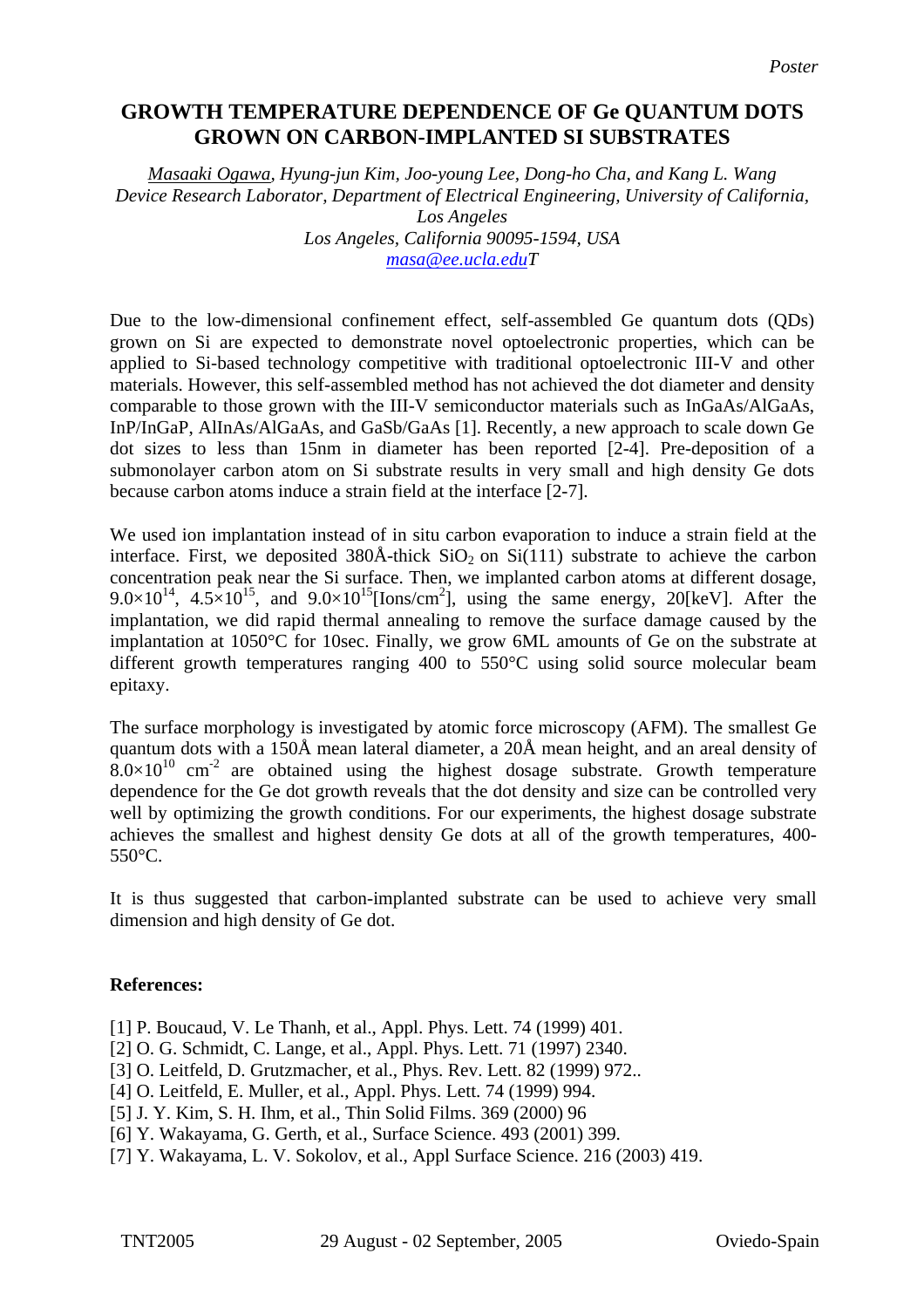*Poster*

# GROWTH TEMPERATURE DEPENDENCE OF Ge QUANTUM DOTS GROWN ON CARBON-IMPLANTED SI SUBSTRATES

*Masaaki Ogawa, Hyung-jun Kim, Joo-young Lee, Dong-ho Cha, and Kang L. Wang*
*Device Research Laboratory, Department of Electrical Engineering, University of California, Los Angeles*
*Los Angeles, California 90095-1594, USA*
*masa@ee.ucla.eduT*

Due to the low-dimensional confinement effect, self-assembled Ge quantum dots (QDs) grown on Si are expected to demonstrate novel optoelectronic properties, which can be applied to Si-based technology competitive with traditional optoelectronic III-V and other materials. However, this self-assembled method has not achieved the dot diameter and density comparable to those grown with the III-V semiconductor materials such as InGaAs/AlGaAs, InP/InGaP, AlInAs/AlGaAs, and GaSb/GaAs [1]. Recently, a new approach to scale down Ge dot sizes to less than 15nm in diameter has been reported [2-4]. Pre-deposition of a submonolayer carbon atom on Si substrate results in very small and high density Ge dots because carbon atoms induce a strain field at the interface [2-7].

We used ion implantation instead of in situ carbon evaporation to induce a strain field at the interface. First, we deposited 380Å-thick $SiO_2$ on Si(111) substrate to achieve the carbon concentration peak near the Si surface. Then, we implanted carbon atoms at different dosage, $9.0\times10^{14}$, $4.5\times10^{15}$, and $9.0\times10^{15}$[Ions/$cm^2$], using the same energy, 20[keV]. After the implantation, we did rapid thermal annealing to remove the surface damage caused by the implantation at 1050°C for 10sec. Finally, we grow 6ML amounts of Ge on the substrate at different growth temperatures ranging 400 to 550°C using solid source molecular beam epitaxy.

The surface morphology is investigated by atomic force microscopy (AFM). The smallest Ge quantum dots with a 150Å mean lateral diameter, a 20Å mean height, and an areal density of $8.0\times10^{10}$ $cm^{-2}$ are obtained using the highest dosage substrate. Growth temperature dependence for the Ge dot growth reveals that the dot density and size can be controlled very well by optimizing the growth conditions. For our experiments, the highest dosage substrate achieves the smallest and highest density Ge dots at all of the growth temperatures, 400-550°C.

It is thus suggested that carbon-implanted substrate can be used to achieve very small dimension and high density of Ge dot.

**References:**

[1] P. Boucaud, V. Le Thanh, et al., Appl. Phys. Lett. 74 (1999) 401.
[2] O. G. Schmidt, C. Lange, et al., Appl. Phys. Lett. 71 (1997) 2340.
[3] O. Leitfeld, D. Grutzmacher, et al., Phys. Rev. Lett. 82 (1999) 972..
[4] O. Leitfeld, E. Muller, et al., Appl. Phys. Lett. 74 (1999) 994.
[5] J. Y. Kim, S. H. Ihm, et al., Thin Solid Films. 369 (2000) 96
[6] Y. Wakayama, G. Gerth, et al., Surface Science. 493 (2001) 399.
[7] Y. Wakayama, L. V. Sokolov, et al., Appl Surface Science. 216 (2003) 419.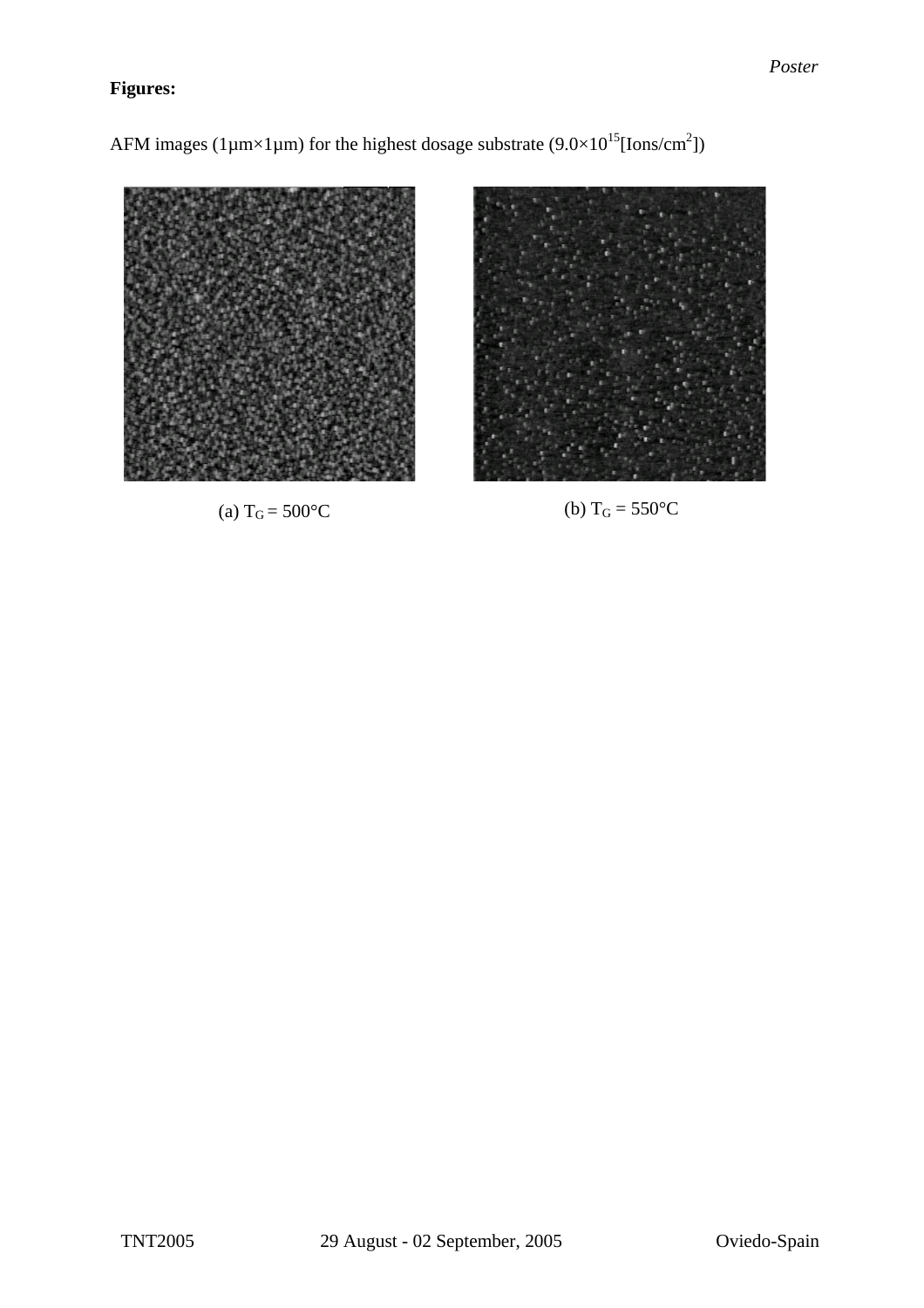**Figures:**

AFM images (1µm×1µm) for the highest dosage substrate ($9.0\times10^{15}$[Ions/cm$^2$])

(a) $T_G$ = 500°C

(b) $T_G$ = 550°C